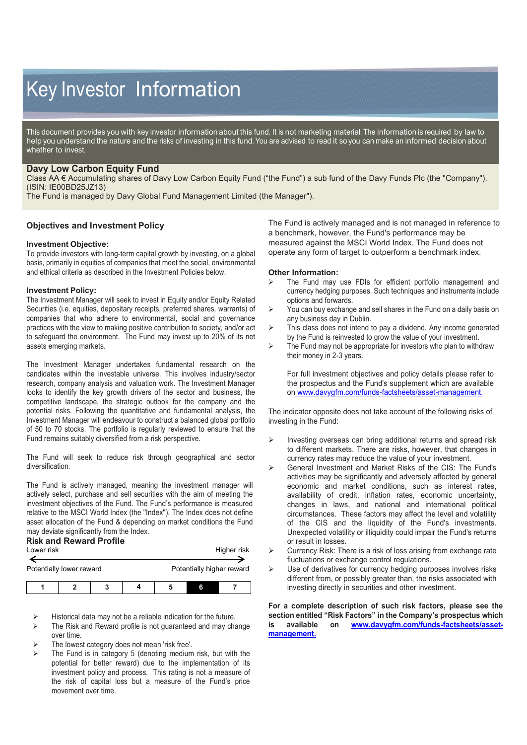# Key Investor Information

This document provides you with key investor information about this fund. It is not marketing material. The information is required by law to help you understand the nature and the risks of investing in this fund. You are advised to read it so you can make an informed decision about whether to invest.

**Davy Low Carbon Equity Fund**
Class AA € Accumulating shares of Davy Low Carbon Equity Fund ("the Fund") a sub fund of the Davy Funds Plc (the "Company"). (ISIN: IE00BD25JZ13)
The Fund is managed by Davy Global Fund Management Limited (the Manager").

## Objectives and Investment Policy

**Investment Objective:**
To provide investors with long-term capital growth by investing, on a global basis, primarily in equities of companies that meet the social, environmental and ethical criteria as described in the Investment Policies below.

**Investment Policy:**
The Investment Manager will seek to invest in Equity and/or Equity Related Securities (i.e. equities, depositary receipts, preferred shares, warrants) of companies that who adhere to environmental, social and governance practices with the view to making positive contribution to society, and/or act to safeguard the environment. The Fund may invest up to 20% of its net assets emerging markets.

The Investment Manager undertakes fundamental research on the candidates within the investable universe. This involves industry/sector research, company analysis and valuation work. The Investment Manager looks to identify the key growth drivers of the sector and business, the competitive landscape, the strategic outlook for the company and the potential risks. Following the quantitative and fundamental analysis, the Investment Manager will endeavour to construct a balanced global portfolio of 50 to 70 stocks. The portfolio is regularly reviewed to ensure that the Fund remains suitably diversified from a risk perspective.

The Fund will seek to reduce risk through geographical and sector diversification.

The Fund is actively managed, meaning the investment manager will actively select, purchase and sell securities with the aim of meeting the investment objectives of the Fund. The Fund's performance is measured relative to the MSCI World Index (the "Index"). The Index does not define asset allocation of the Fund & depending on market conditions the Fund may deviate significantly from the Index.

The Fund is actively managed and is not managed in reference to a benchmark, however, the Fund's performance may be measured against the MSCI World Index. The Fund does not operate any form of target to outperform a benchmark index.

**Other Information:**

- The Fund may use FDIs for efficient portfolio management and currency hedging purposes. Such techniques and instruments include options and forwards.
- You can buy exchange and sell shares in the Fund on a daily basis on any business day in Dublin.
- This class does not intend to pay a dividend. Any income generated by the Fund is reinvested to grow the value of your investment.
- The Fund may not be appropriate for investors who plan to withdraw their money in 2-3 years.

For full investment objectives and policy details please refer to the prospectus and the Fund's supplement which are available on www.davygfm.com/funds-factsheets/asset-management.

## Risk and Reward Profile

Lower risk ← → Higher risk

Potentially lower reward — Potentially higher reward

| 1 | 2 | 3 | 4 | 5 | **6** | 7 |
|---|---|---|---|---|---|---|

- Historical data may not be a reliable indication for the future.
- The Risk and Reward profile is not guaranteed and may change over time.
- The lowest category does not mean 'risk free'.
- The Fund is in category 5 (denoting medium risk, but with the potential for better reward) due to the implementation of its investment policy and process. This rating is not a measure of the risk of capital loss but a measure of the Fund's price movement over time.

The indicator opposite does not take account of the following risks of investing in the Fund:

- Investing overseas can bring additional returns and spread risk to different markets. There are risks, however, that changes in currency rates may reduce the value of your investment.
- General Investment and Market Risks of the CIS: The Fund's activities may be significantly and adversely affected by general economic and market conditions, such as interest rates, availability of credit, inflation rates, economic uncertainty, changes in laws, and national and international political circumstances. These factors may affect the level and volatility of the CIS and the liquidity of the Fund's investments. Unexpected volatility or illiquidity could impair the Fund's returns or result in losses.
- Currency Risk: There is a risk of loss arising from exchange rate fluctuations or exchange control regulations.
- Use of derivatives for currency hedging purposes involves risks different from, or possibly greater than, the risks associated with investing directly in securities and other investment.

**For a complete description of such risk factors, please see the section entitled "Risk Factors" in the Company's prospectus which is available on [www.davygfm.com/funds-factsheets/asset-management.](www.davygfm.com/funds-factsheets/asset-management)**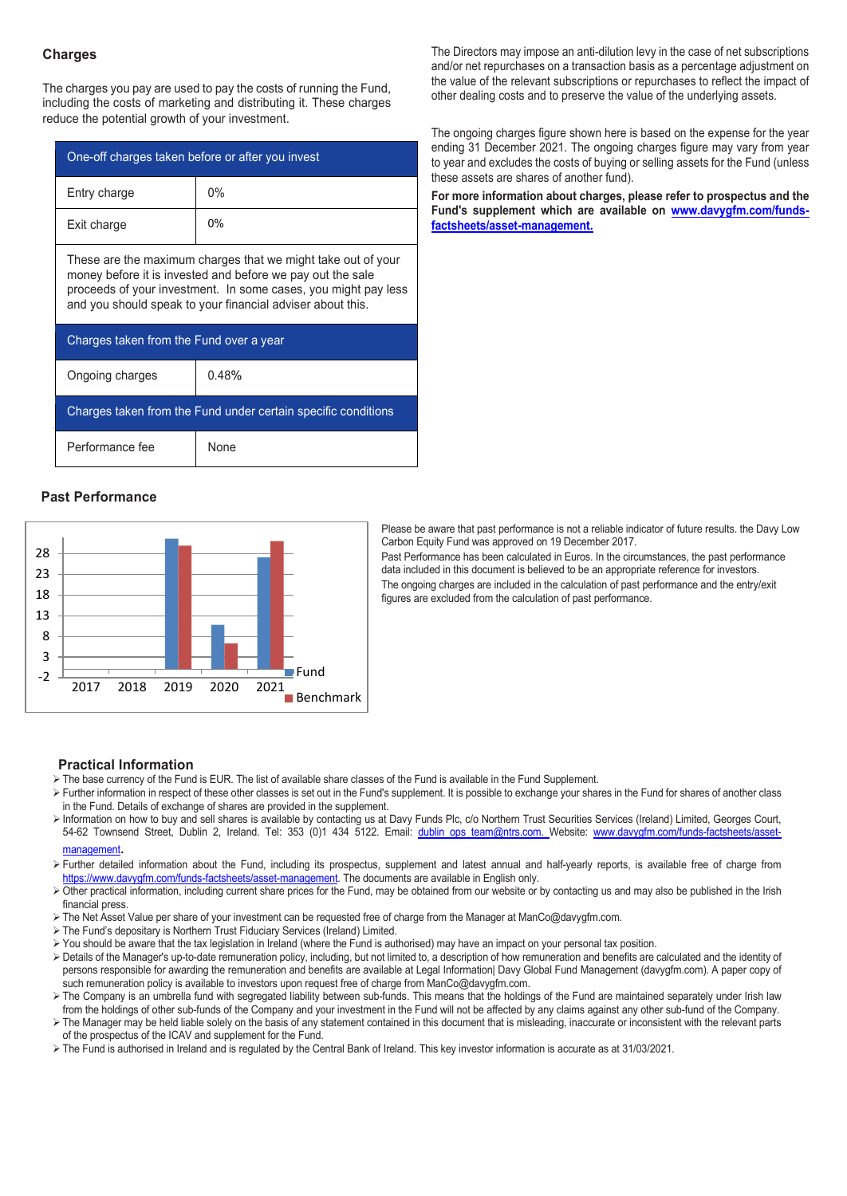## Charges

The charges you pay are used to pay the costs of running the Fund, including the costs of marketing and distributing it. These charges reduce the potential growth of your investment.

| One-off charges taken before or after you invest | |
|---|---|
| Entry charge | 0% |
| Exit charge | 0% |
| These are the maximum charges that we might take out of your money before it is invested and before we pay out the sale proceeds of your investment. In some cases, you might pay less and you should speak to your financial adviser about this. | |
| **Charges taken from the Fund over a year** | |
| Ongoing charges | 0.48% |
| **Charges taken from the Fund under certain specific conditions** | |
| Performance fee | None |

The Directors may impose an anti-dilution levy in the case of net subscriptions and/or net repurchases on a transaction basis as a percentage adjustment on the value of the relevant subscriptions or repurchases to reflect the impact of other dealing costs and to preserve the value of the underlying assets.

The ongoing charges figure shown here is based on the expense for the year ending 31 December 2021. The ongoing charges figure may vary from year to year and excludes the costs of buying or selling assets for the Fund (unless these assets are shares of another fund).

**For more information about charges, please refer to prospectus and the Fund's supplement which are available on [www.davygfm.com/funds-factsheets/asset-management.](www.davygfm.com/funds-factsheets/asset-management)**

## Past Performance

28
23
18
13
8
3
-2
2017 2018 2019 2020 2021
Fund
Benchmark

Please be aware that past performance is not a reliable indicator of future results. the Davy Low Carbon Equity Fund was approved on 19 December 2017.

Past Performance has been calculated in Euros. In the circumstances, the past performance data included in this document is believed to be an appropriate reference for investors.

The ongoing charges are included in the calculation of past performance and the entry/exit figures are excluded from the calculation of past performance.

## Practical Information

- The base currency of the Fund is EUR. The list of available share classes of the Fund is available in the Fund Supplement.
- Further information in respect of these other classes is set out in the Fund's supplement. It is possible to exchange your shares in the Fund for shares of another class in the Fund. Details of exchange of shares are provided in the supplement.
- Information on how to buy and sell shares is available by contacting us at Davy Funds Plc, c/o Northern Trust Securities Services (Ireland) Limited, Georges Court, 54-62 Townsend Street, Dublin 2, Ireland. Tel: 353 (0)1 434 5122. Email: dublin_ops_team@ntrs.com. Website: www.davygfm.com/funds-factsheets/asset-management.
- Further detailed information about the Fund, including its prospectus, supplement and latest annual and half-yearly reports, is available free of charge from https://www.davygfm.com/funds-factsheets/asset-management. The documents are available in English only.
- Other practical information, including current share prices for the Fund, may be obtained from our website or by contacting us and may also be published in the Irish financial press.
- The Net Asset Value per share of your investment can be requested free of charge from the Manager at ManCo@davygfm.com.
- The Fund's depositary is Northern Trust Fiduciary Services (Ireland) Limited.
- You should be aware that the tax legislation in Ireland (where the Fund is authorised) may have an impact on your personal tax position.
- Details of the Manager's up-to-date remuneration policy, including, but not limited to, a description of how remuneration and benefits are calculated and the identity of persons responsible for awarding the remuneration and benefits are available at Legal Information| Davy Global Fund Management (davygfm.com). A paper copy of such remuneration policy is available to investors upon request free of charge from ManCo@davygfm.com.
- The Company is an umbrella fund with segregated liability between sub-funds. This means that the holdings of the Fund are maintained separately under Irish law from the holdings of other sub-funds of the Company and your investment in the Fund will not be affected by any claims against any other sub-fund of the Company.
- The Manager may be held liable solely on the basis of any statement contained in this document that is misleading, inaccurate or inconsistent with the relevant parts of the prospectus of the ICAV and supplement for the Fund.
- The Fund is authorised in Ireland and is regulated by the Central Bank of Ireland. This key investor information is accurate as at 31/03/2021.